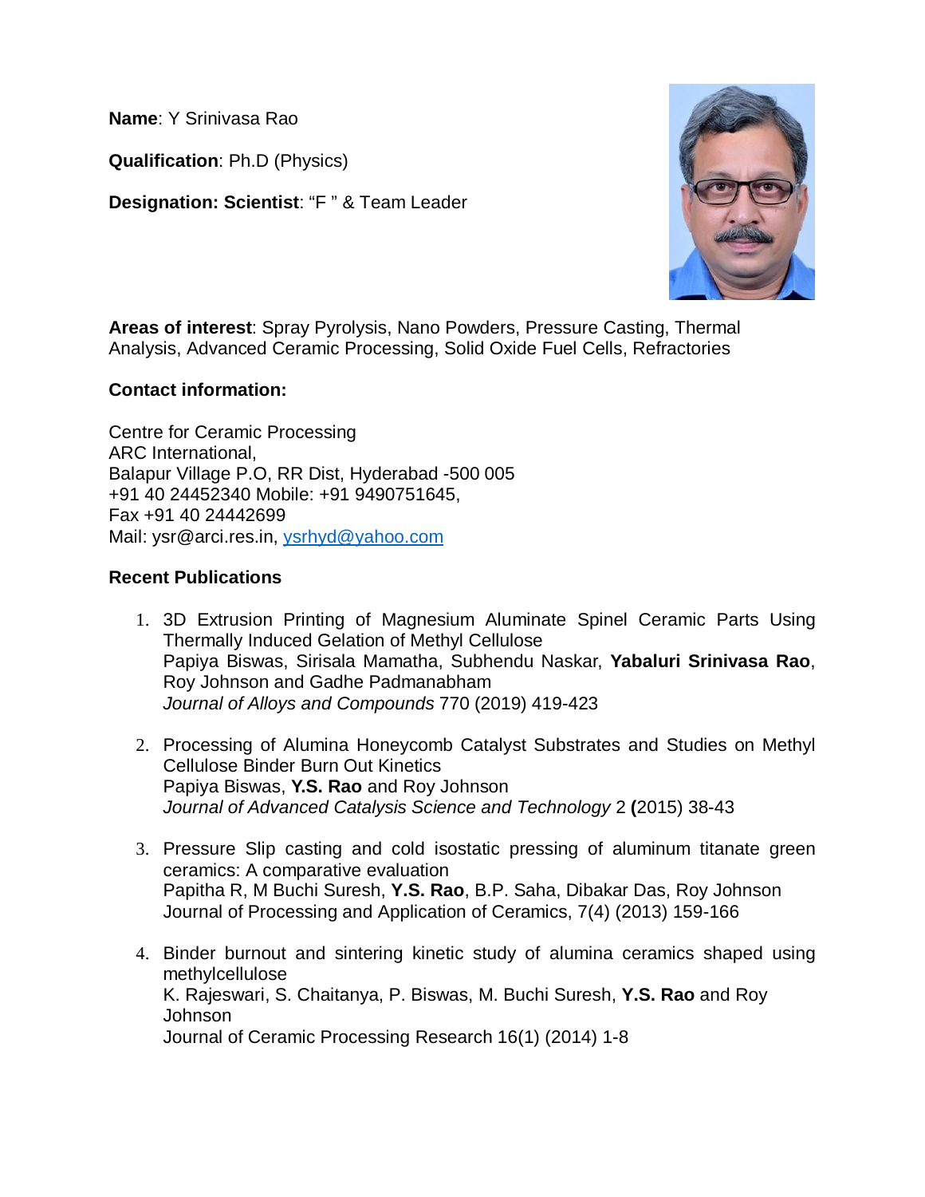**Name**: Y Srinivasa Rao

**Qualification**: Ph.D (Physics)

**Designation: Scientist**: "F " & Team Leader

**Areas of interest**: Spray Pyrolysis, Nano Powders, Pressure Casting, Thermal Analysis, Advanced Ceramic Processing, Solid Oxide Fuel Cells, Refractories

**Contact information:**

Centre for Ceramic Processing
ARC International,
Balapur Village P.O, RR Dist, Hyderabad -500 005
+91 40 24452340 Mobile: +91 9490751645,
Fax +91 40 24442699
Mail: ysr@arci.res.in, ysrhyd@yahoo.com

**Recent Publications**

1. 3D Extrusion Printing of Magnesium Aluminate Spinel Ceramic Parts Using Thermally Induced Gelation of Methyl Cellulose
   Papiya Biswas, Sirisala Mamatha, Subhendu Naskar, **Yabaluri Srinivasa Rao**, Roy Johnson and Gadhe Padmanabham
   *Journal of Alloys and Compounds* 770 (2019) 419-423

2. Processing of Alumina Honeycomb Catalyst Substrates and Studies on Methyl Cellulose Binder Burn Out Kinetics
   Papiya Biswas, **Y.S. Rao** and Roy Johnson
   *Journal of Advanced Catalysis Science and Technology* 2 **(**2015) 38-43

3. Pressure Slip casting and cold isostatic pressing of aluminum titanate green ceramics: A comparative evaluation
   Papitha R, M Buchi Suresh, **Y.S. Rao**, B.P. Saha, Dibakar Das, Roy Johnson
   Journal of Processing and Application of Ceramics, 7(4) (2013) 159-166

4. Binder burnout and sintering kinetic study of alumina ceramics shaped using methylcellulose
   K. Rajeswari, S. Chaitanya, P. Biswas, M. Buchi Suresh, **Y.S. Rao** and Roy Johnson
   Journal of Ceramic Processing Research 16(1) (2014) 1-8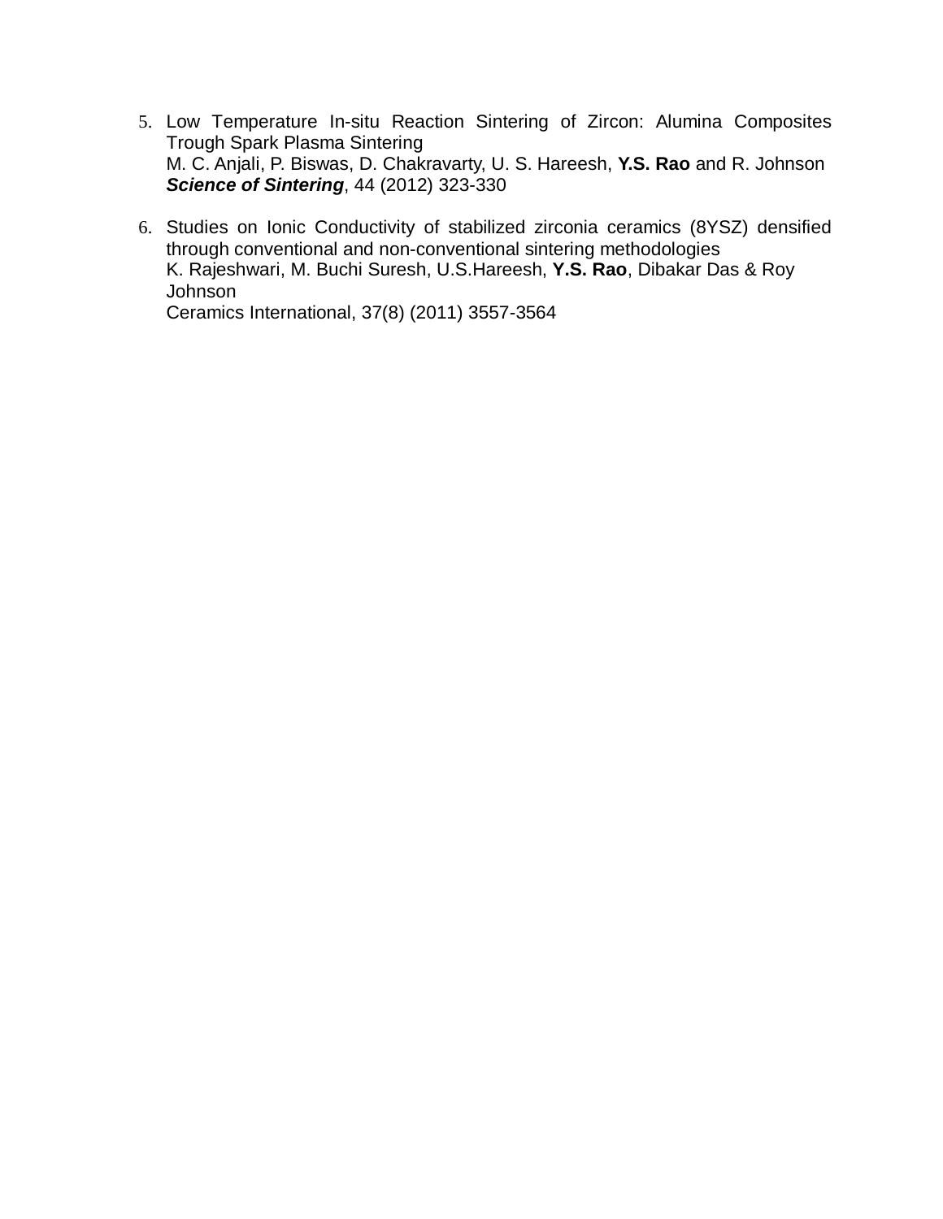5. Low Temperature In-situ Reaction Sintering of Zircon: Alumina Composites Trough Spark Plasma Sintering
   M. C. Anjali, P. Biswas, D. Chakravarty, U. S. Hareesh, **Y.S. Rao** and R. Johnson
   ***Science of Sintering***, 44 (2012) 323-330

6. Studies on Ionic Conductivity of stabilized zirconia ceramics (8YSZ) densified through conventional and non-conventional sintering methodologies
   K. Rajeshwari, M. Buchi Suresh, U.S.Hareesh, **Y.S. Rao**, Dibakar Das & Roy Johnson
   Ceramics International, 37(8) (2011) 3557-3564